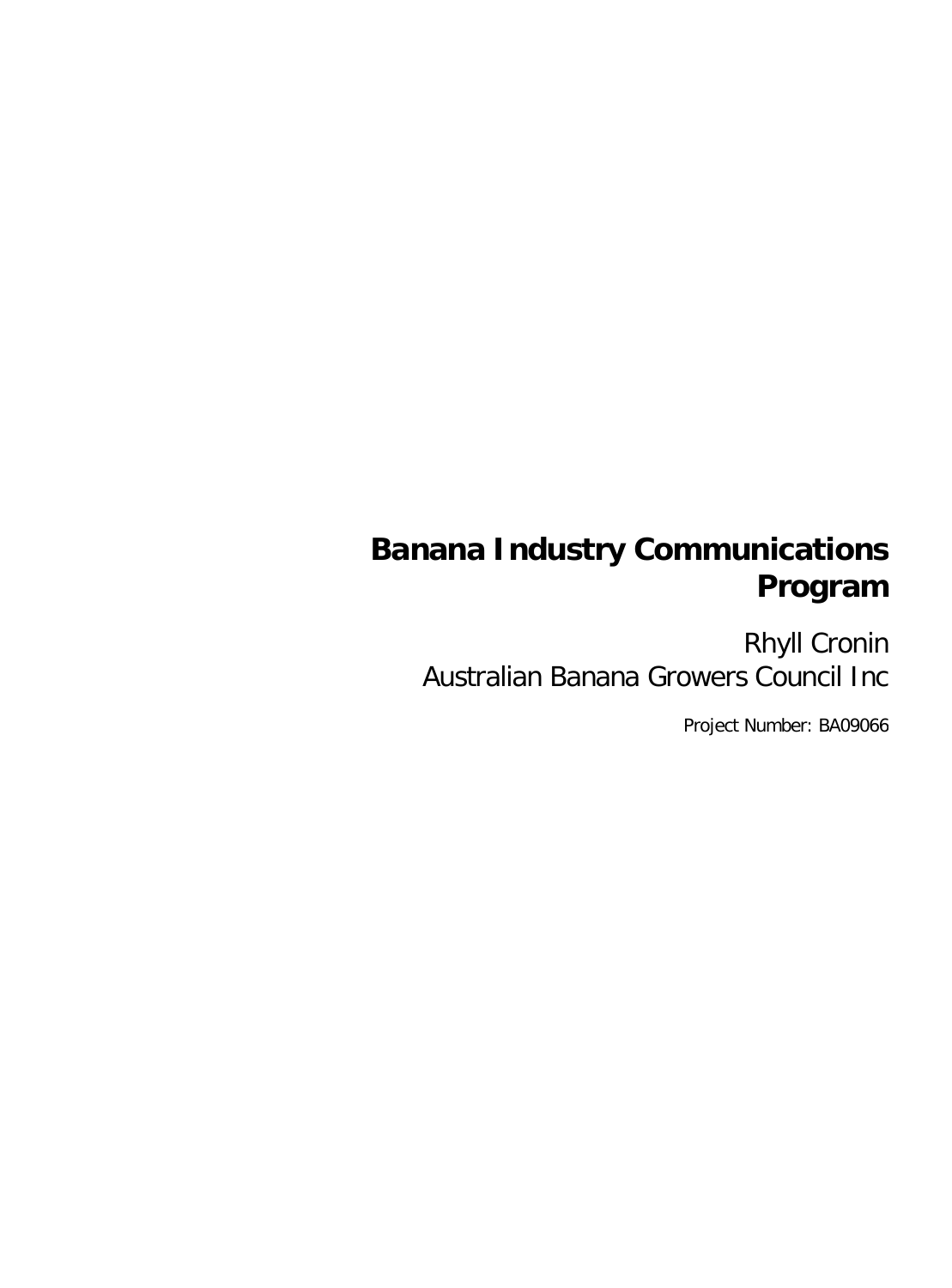# Banana Industry Communications Program

Rhyll Cronin
Australian Banana Growers Council Inc

Project Number: BA09066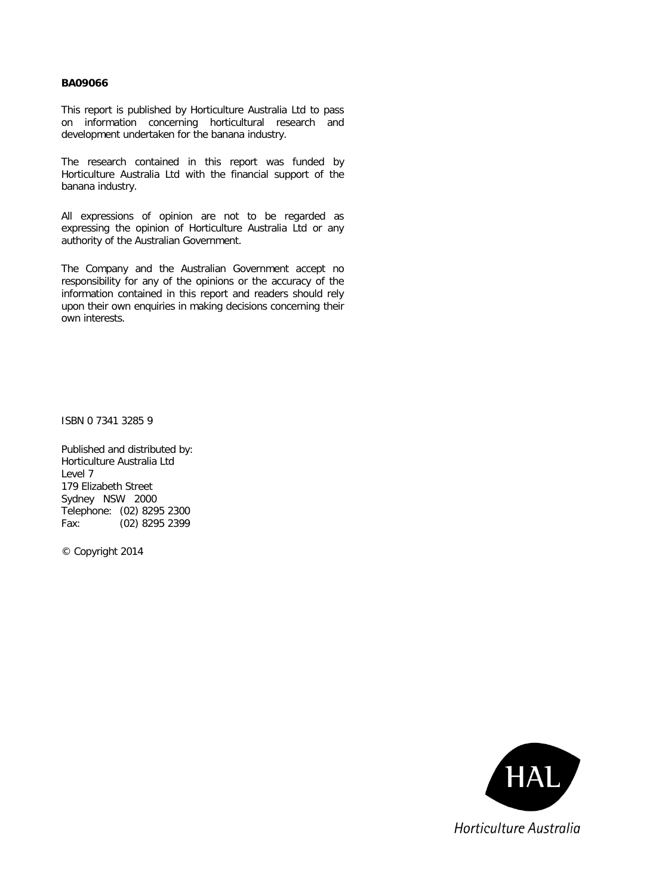**BA09066**

This report is published by Horticulture Australia Ltd to pass on information concerning horticultural research and development undertaken for the banana industry.

The research contained in this report was funded by Horticulture Australia Ltd with the financial support of the banana industry.

All expressions of opinion are not to be regarded as expressing the opinion of Horticulture Australia Ltd or any authority of the Australian Government.

The Company and the Australian Government accept no responsibility for any of the opinions or the accuracy of the information contained in this report and readers should rely upon their own enquiries in making decisions concerning their own interests.

ISBN 0 7341 3285 9

Published and distributed by:
Horticulture Australia Ltd
Level 7
179 Elizabeth Street
Sydney NSW 2000
Telephone: (02) 8295 2300
Fax: (02) 8295 2399

© Copyright 2014

HAL

Horticulture Australia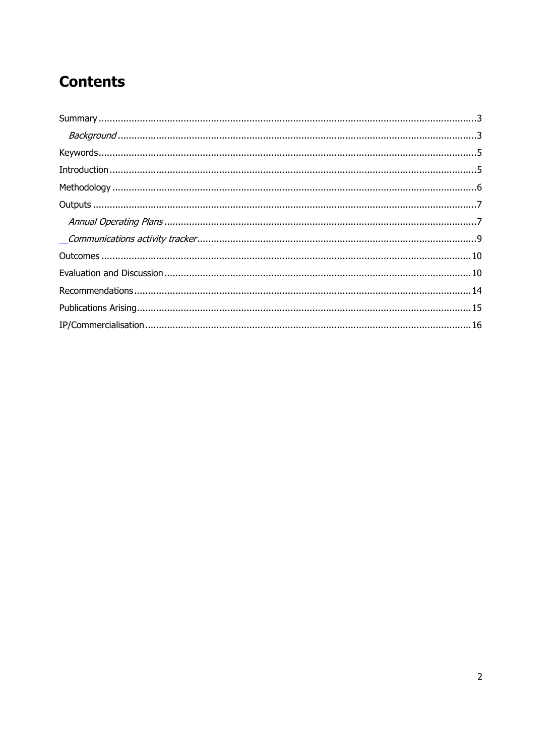# Contents

Summary ........................................................................ 3

*Background* ................................................................... 3

Keywords ....................................................................... 5

Introduction ................................................................... 5

Methodology .................................................................... 6

Outputs ........................................................................ 7

*Annual Operating Plans* ....................................................... 7

*Communications activity tracker* .............................................. 9

Outcomes ....................................................................... 10

Evaluation and Discussion ...................................................... 10

Recommendations ................................................................ 14

Publications Arising ........................................................... 15

IP/Commercialisation ........................................................... 16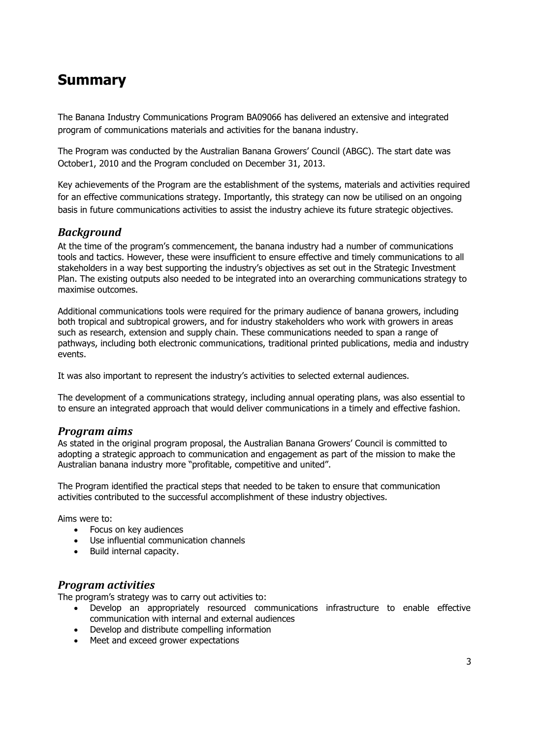# Summary

The Banana Industry Communications Program BA09066 has delivered an extensive and integrated program of communications materials and activities for the banana industry.

The Program was conducted by the Australian Banana Growers' Council (ABGC). The start date was October1, 2010 and the Program concluded on December 31, 2013.

Key achievements of the Program are the establishment of the systems, materials and activities required for an effective communications strategy. Importantly, this strategy can now be utilised on an ongoing basis in future communications activities to assist the industry achieve its future strategic objectives.

## *Background*

At the time of the program's commencement, the banana industry had a number of communications tools and tactics. However, these were insufficient to ensure effective and timely communications to all stakeholders in a way best supporting the industry's objectives as set out in the Strategic Investment Plan. The existing outputs also needed to be integrated into an overarching communications strategy to maximise outcomes.

Additional communications tools were required for the primary audience of banana growers, including both tropical and subtropical growers, and for industry stakeholders who work with growers in areas such as research, extension and supply chain. These communications needed to span a range of pathways, including both electronic communications, traditional printed publications, media and industry events.

It was also important to represent the industry's activities to selected external audiences.

The development of a communications strategy, including annual operating plans, was also essential to to ensure an integrated approach that would deliver communications in a timely and effective fashion.

## *Program aims*

As stated in the original program proposal, the Australian Banana Growers' Council is committed to adopting a strategic approach to communication and engagement as part of the mission to make the Australian banana industry more "profitable, competitive and united".

The Program identified the practical steps that needed to be taken to ensure that communication activities contributed to the successful accomplishment of these industry objectives.

Aims were to:

- Focus on key audiences
- Use influential communication channels
- Build internal capacity.

## *Program activities*

The program's strategy was to carry out activities to:

- Develop an appropriately resourced communications infrastructure to enable effective communication with internal and external audiences
- Develop and distribute compelling information
- Meet and exceed grower expectations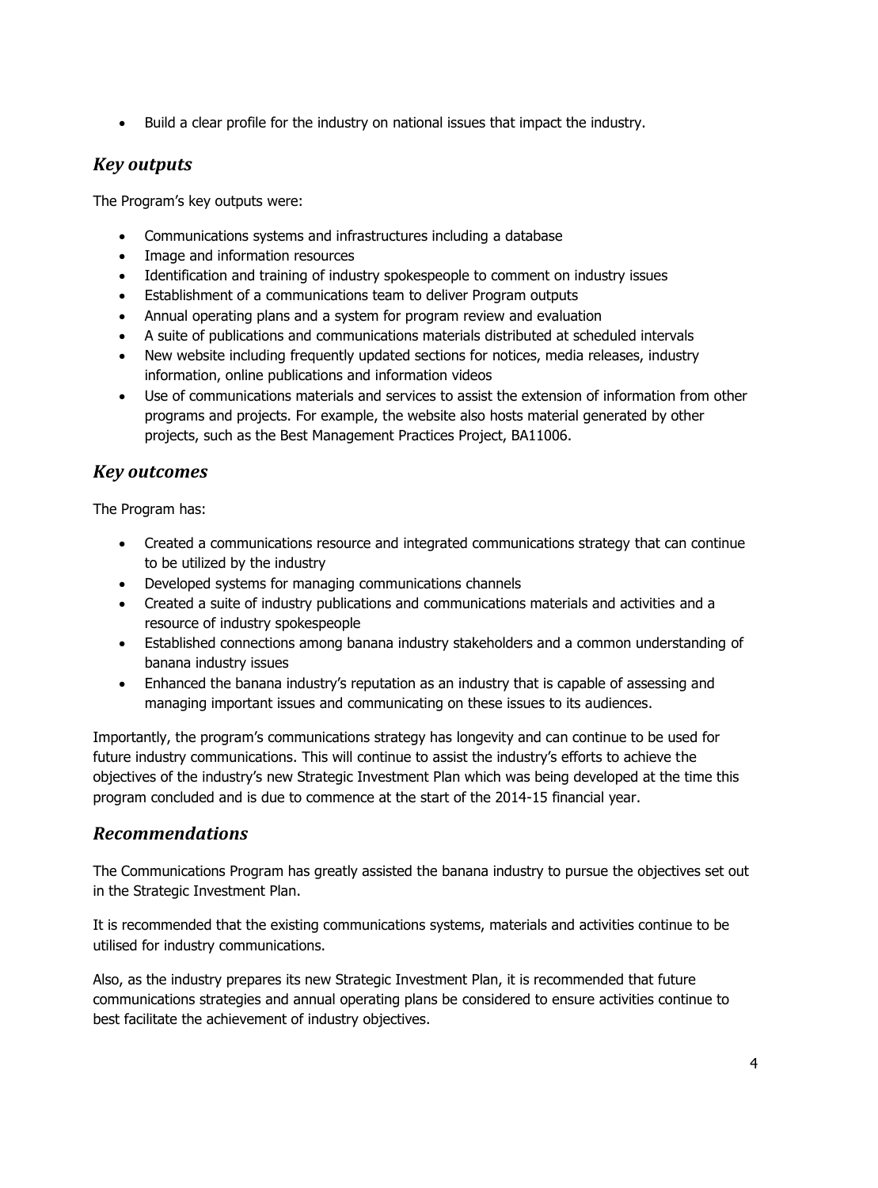- Build a clear profile for the industry on national issues that impact the industry.

## *Key outputs*

The Program's key outputs were:

- Communications systems and infrastructures including a database
- Image and information resources
- Identification and training of industry spokespeople to comment on industry issues
- Establishment of a communications team to deliver Program outputs
- Annual operating plans and a system for program review and evaluation
- A suite of publications and communications materials distributed at scheduled intervals
- New website including frequently updated sections for notices, media releases, industry information, online publications and information videos
- Use of communications materials and services to assist the extension of information from other programs and projects. For example, the website also hosts material generated by other projects, such as the Best Management Practices Project, BA11006.

## *Key outcomes*

The Program has:

- Created a communications resource and integrated communications strategy that can continue to be utilized by the industry
- Developed systems for managing communications channels
- Created a suite of industry publications and communications materials and activities and a resource of industry spokespeople
- Established connections among banana industry stakeholders and a common understanding of banana industry issues
- Enhanced the banana industry's reputation as an industry that is capable of assessing and managing important issues and communicating on these issues to its audiences.

Importantly, the program's communications strategy has longevity and can continue to be used for future industry communications. This will continue to assist the industry's efforts to achieve the objectives of the industry's new Strategic Investment Plan which was being developed at the time this program concluded and is due to commence at the start of the 2014-15 financial year.

## *Recommendations*

The Communications Program has greatly assisted the banana industry to pursue the objectives set out in the Strategic Investment Plan.

It is recommended that the existing communications systems, materials and activities continue to be utilised for industry communications.

Also, as the industry prepares its new Strategic Investment Plan, it is recommended that future communications strategies and annual operating plans be considered to ensure activities continue to best facilitate the achievement of industry objectives.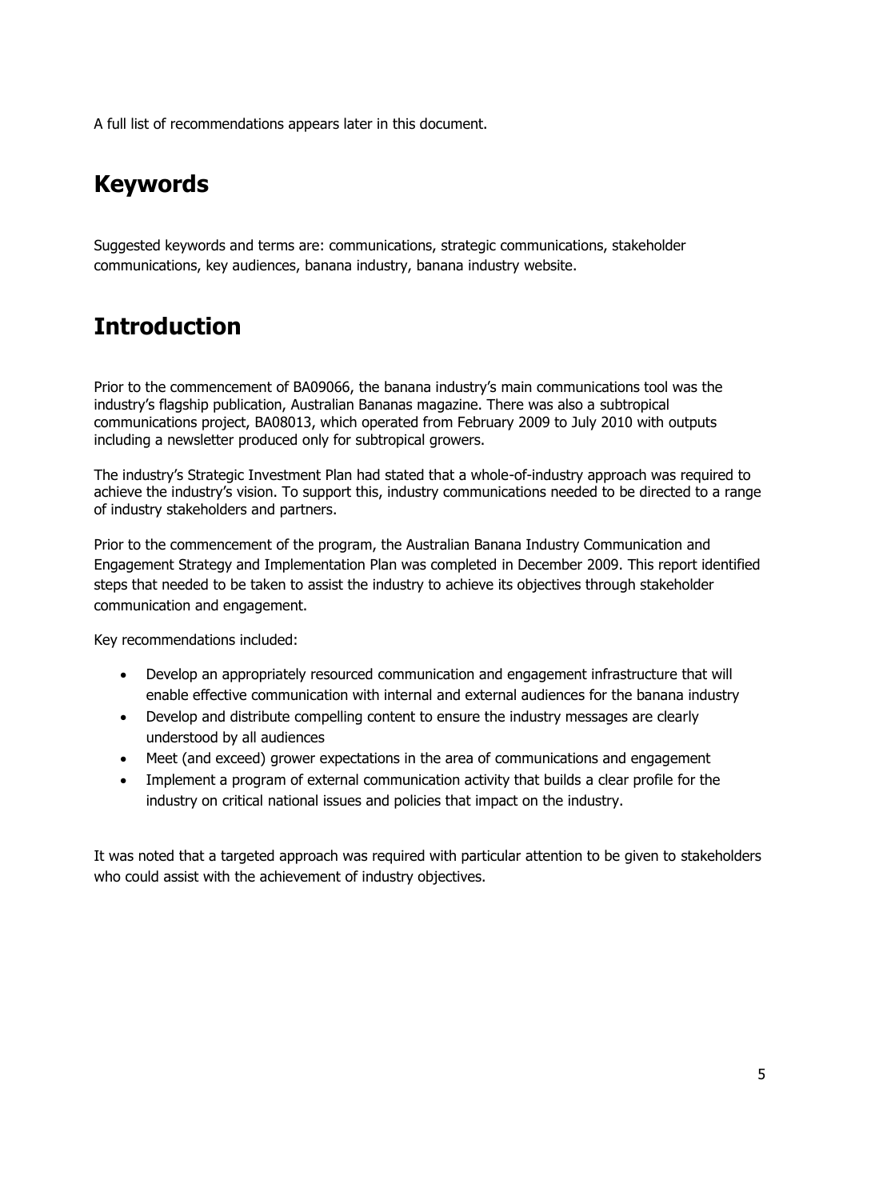A full list of recommendations appears later in this document.

## Keywords

Suggested keywords and terms are: communications, strategic communications, stakeholder communications, key audiences, banana industry, banana industry website.

## Introduction

Prior to the commencement of BA09066, the banana industry's main communications tool was the industry's flagship publication, Australian Bananas magazine. There was also a subtropical communications project, BA08013, which operated from February 2009 to July 2010 with outputs including a newsletter produced only for subtropical growers.

The industry's Strategic Investment Plan had stated that a whole-of-industry approach was required to achieve the industry's vision. To support this, industry communications needed to be directed to a range of industry stakeholders and partners.

Prior to the commencement of the program, the Australian Banana Industry Communication and Engagement Strategy and Implementation Plan was completed in December 2009. This report identified steps that needed to be taken to assist the industry to achieve its objectives through stakeholder communication and engagement.

Key recommendations included:

- Develop an appropriately resourced communication and engagement infrastructure that will enable effective communication with internal and external audiences for the banana industry
- Develop and distribute compelling content to ensure the industry messages are clearly understood by all audiences
- Meet (and exceed) grower expectations in the area of communications and engagement
- Implement a program of external communication activity that builds a clear profile for the industry on critical national issues and policies that impact on the industry.

It was noted that a targeted approach was required with particular attention to be given to stakeholders who could assist with the achievement of industry objectives.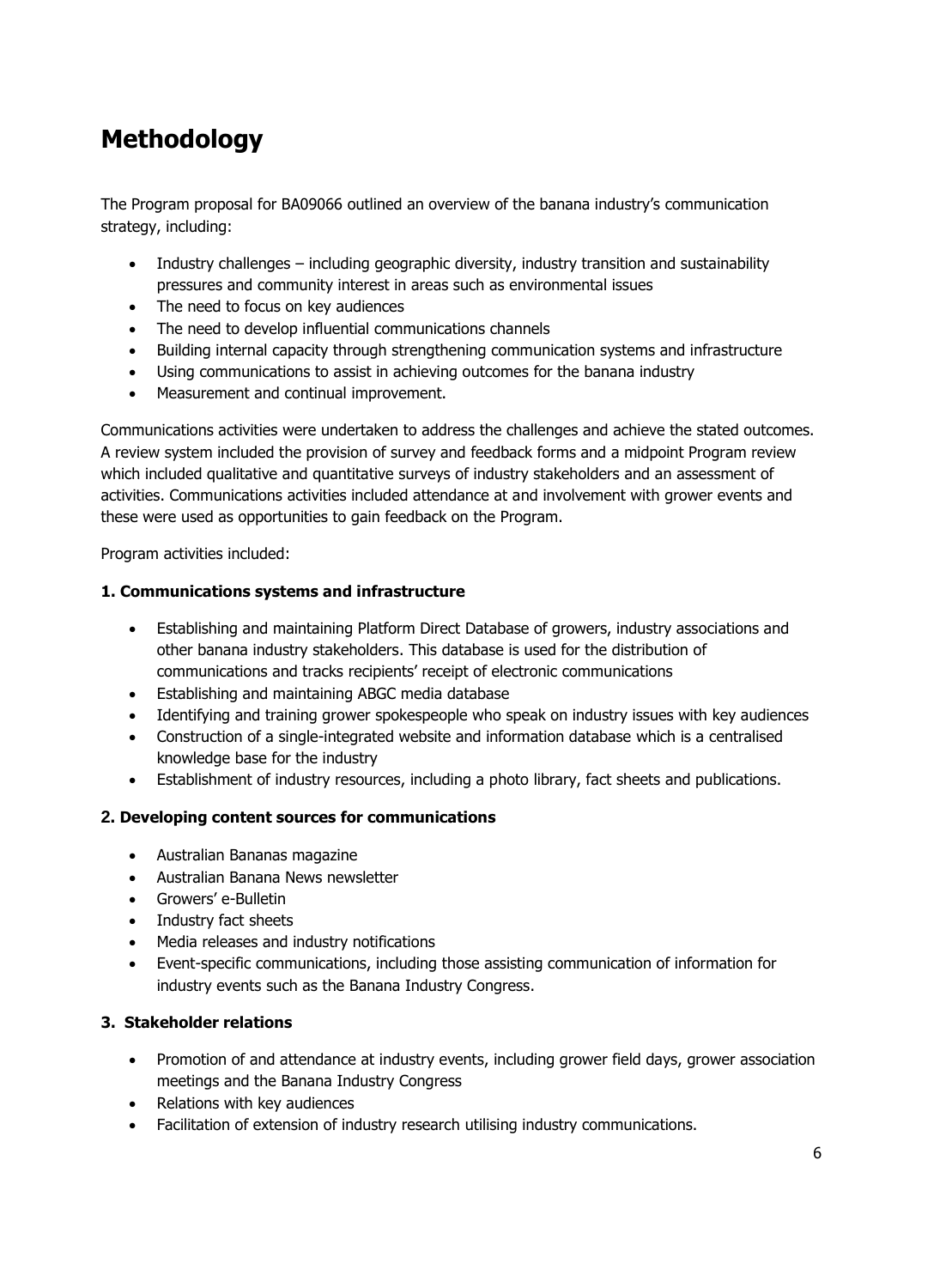# Methodology

The Program proposal for BA09066 outlined an overview of the banana industry's communication strategy, including:

- Industry challenges – including geographic diversity, industry transition and sustainability pressures and community interest in areas such as environmental issues
- The need to focus on key audiences
- The need to develop influential communications channels
- Building internal capacity through strengthening communication systems and infrastructure
- Using communications to assist in achieving outcomes for the banana industry
- Measurement and continual improvement.

Communications activities were undertaken to address the challenges and achieve the stated outcomes. A review system included the provision of survey and feedback forms and a midpoint Program review which included qualitative and quantitative surveys of industry stakeholders and an assessment of activities. Communications activities included attendance at and involvement with grower events and these were used as opportunities to gain feedback on the Program.

Program activities included:

**1. Communications systems and infrastructure**

- Establishing and maintaining Platform Direct Database of growers, industry associations and other banana industry stakeholders. This database is used for the distribution of communications and tracks recipients' receipt of electronic communications
- Establishing and maintaining ABGC media database
- Identifying and training grower spokespeople who speak on industry issues with key audiences
- Construction of a single-integrated website and information database which is a centralised knowledge base for the industry
- Establishment of industry resources, including a photo library, fact sheets and publications.

**2. Developing content sources for communications**

- Australian Bananas magazine
- Australian Banana News newsletter
- Growers' e-Bulletin
- Industry fact sheets
- Media releases and industry notifications
- Event-specific communications, including those assisting communication of information for industry events such as the Banana Industry Congress.

**3. Stakeholder relations**

- Promotion of and attendance at industry events, including grower field days, grower association meetings and the Banana Industry Congress
- Relations with key audiences
- Facilitation of extension of industry research utilising industry communications.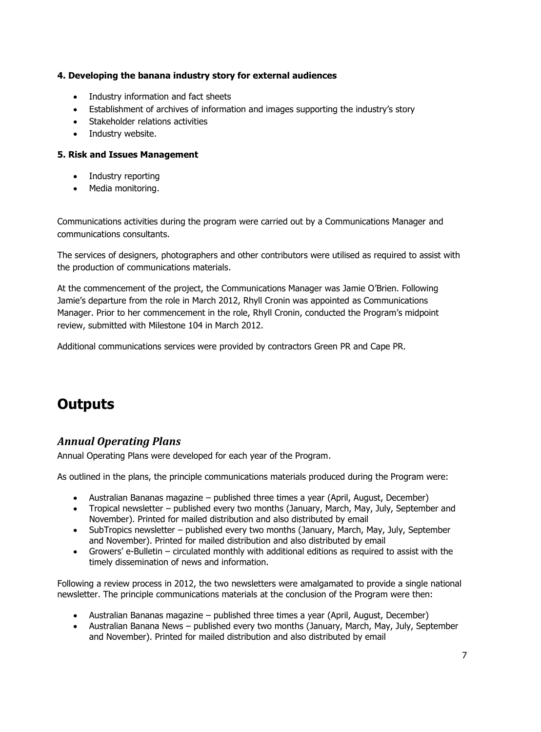**4. Developing the banana industry story for external audiences**

- Industry information and fact sheets
- Establishment of archives of information and images supporting the industry's story
- Stakeholder relations activities
- Industry website.

**5. Risk and Issues Management**

- Industry reporting
- Media monitoring.

Communications activities during the program were carried out by a Communications Manager and communications consultants.

The services of designers, photographers and other contributors were utilised as required to assist with the production of communications materials.

At the commencement of the project, the Communications Manager was Jamie O'Brien. Following Jamie's departure from the role in March 2012, Rhyll Cronin was appointed as Communications Manager. Prior to her commencement in the role, Rhyll Cronin, conducted the Program's midpoint review, submitted with Milestone 104 in March 2012.

Additional communications services were provided by contractors Green PR and Cape PR.

# Outputs

## *Annual Operating Plans*

Annual Operating Plans were developed for each year of the Program.

As outlined in the plans, the principle communications materials produced during the Program were:

- Australian Bananas magazine – published three times a year (April, August, December)
- Tropical newsletter – published every two months (January, March, May, July, September and November). Printed for mailed distribution and also distributed by email
- SubTropics newsletter – published every two months (January, March, May, July, September and November). Printed for mailed distribution and also distributed by email
- Growers' e-Bulletin – circulated monthly with additional editions as required to assist with the timely dissemination of news and information.

Following a review process in 2012, the two newsletters were amalgamated to provide a single national newsletter. The principle communications materials at the conclusion of the Program were then:

- Australian Bananas magazine – published three times a year (April, August, December)
- Australian Banana News – published every two months (January, March, May, July, September and November). Printed for mailed distribution and also distributed by email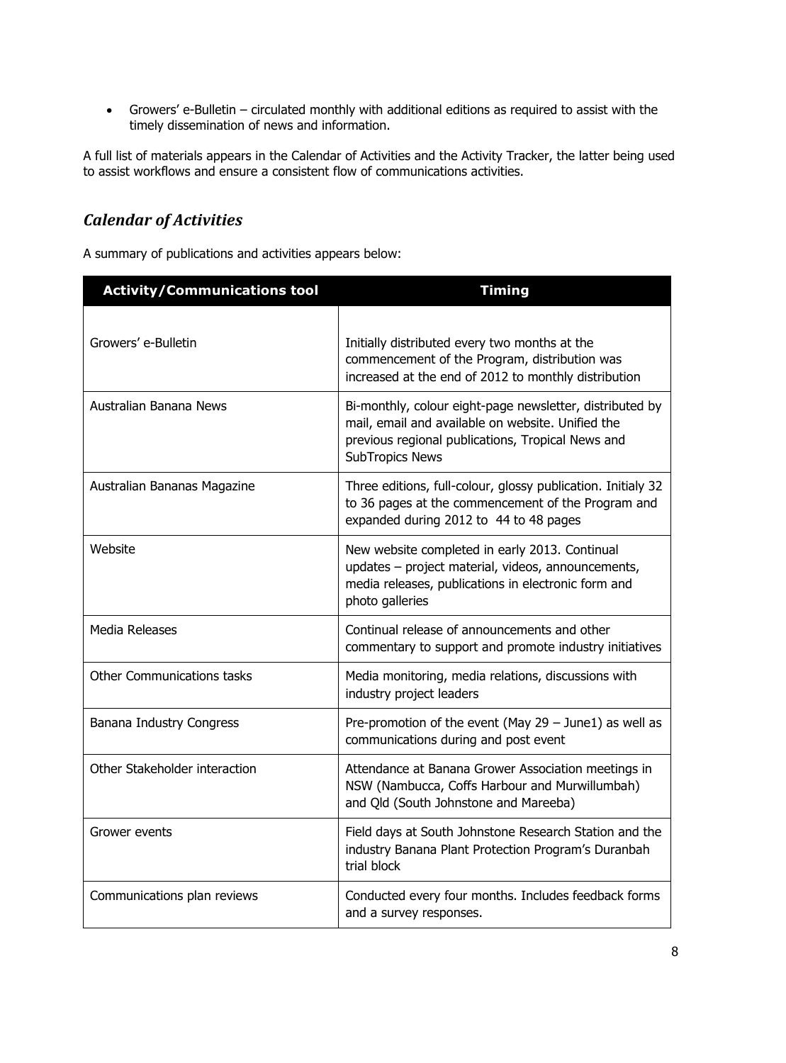- Growers' e-Bulletin – circulated monthly with additional editions as required to assist with the timely dissemination of news and information.

A full list of materials appears in the Calendar of Activities and the Activity Tracker, the latter being used to assist workflows and ensure a consistent flow of communications activities.

## *Calendar of Activities*

A summary of publications and activities appears below:

| Activity/Communications tool | Timing |
|---|---|
| Growers' e-Bulletin | Initially distributed every two months at the commencement of the Program, distribution was increased at the end of 2012 to monthly distribution |
| Australian Banana News | Bi-monthly, colour eight-page newsletter, distributed by mail, email and available on website. Unified the previous regional publications, Tropical News and SubTropics News |
| Australian Bananas Magazine | Three editions, full-colour, glossy publication. Initialy 32 to 36 pages at the commencement of the Program and expanded during 2012 to 44 to 48 pages |
| Website | New website completed in early 2013. Continual updates – project material, videos, announcements, media releases, publications in electronic form and photo galleries |
| Media Releases | Continual release of announcements and other commentary to support and promote industry initiatives |
| Other Communications tasks | Media monitoring, media relations, discussions with industry project leaders |
| Banana Industry Congress | Pre-promotion of the event (May 29 – June1) as well as communications during and post event |
| Other Stakeholder interaction | Attendance at Banana Grower Association meetings in NSW (Nambucca, Coffs Harbour and Murwillumbah) and Qld (South Johnstone and Mareeba) |
| Grower events | Field days at South Johnstone Research Station and the industry Banana Plant Protection Program's Duranbah trial block |
| Communications plan reviews | Conducted every four months. Includes feedback forms and a survey responses. |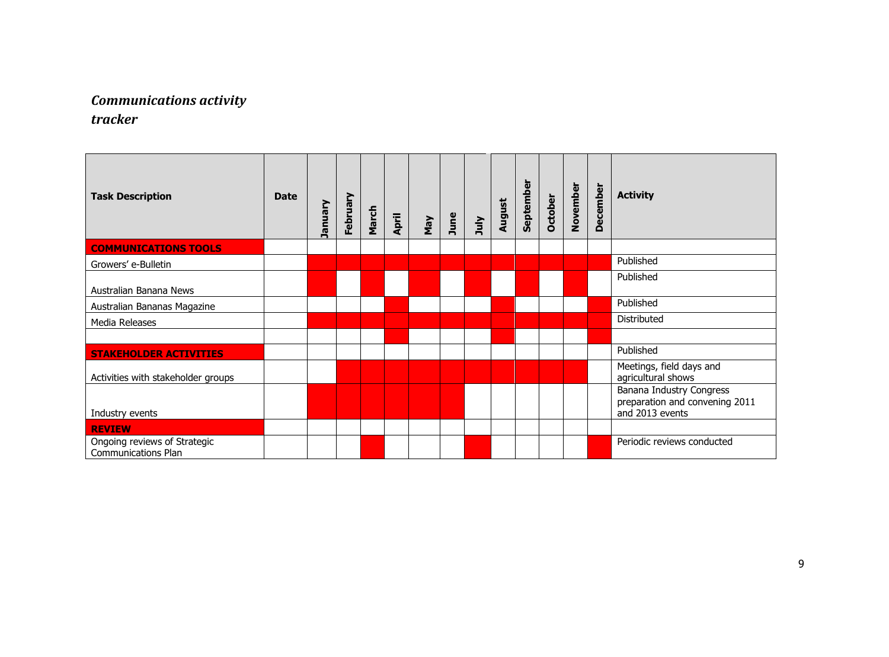***Communications activity tracker***

| Task Description | Date | January | February | March | April | May | June | July | August | September | October | November | December | Activity |
|---|---|---|---|---|---|---|---|---|---|---|---|---|---|---|
| **COMMUNICATIONS TOOLS** | | | | | | | | | | | | | | |
| Growers' e-Bulletin | | ■ | ■ | ■ | ■ | ■ | ■ | ■ | ■ | ■ | ■ | ■ | ■ | Published |
| Australian Banana News | | ■ | | ■ | | ■ | | ■ | | ■ | | ■ | | Published |
| Australian Bananas Magazine | | | | | ■ | | | | ■ | | | | ■ | Published |
| Media Releases | | ■ | ■ | ■ | ■ | ■ | ■ | ■ | ■ | ■ | ■ | ■ | ■ | Distributed |
| | | | | | ■ | | | | ■ | | | | ■ | |
| **STAKEHOLDER ACTIVITIES** | | | | | | | | | | | | | | Published |
| Activities with stakeholder groups | | | ■ | ■ | ■ | ■ | ■ | ■ | ■ | ■ | ■ | ■ | | Meetings, field days and agricultural shows |
| Industry events | | ■ | ■ | ■ | ■ | ■ | ■ | | | | | | | Banana Industry Congress preparation and convening 2011 and 2013 events |
| **REVIEW** | | | | | | | | | | | | | | |
| Ongoing reviews of Strategic Communications Plan | | | | ■ | | | | ■ | | | | | ■ | Periodic reviews conducted |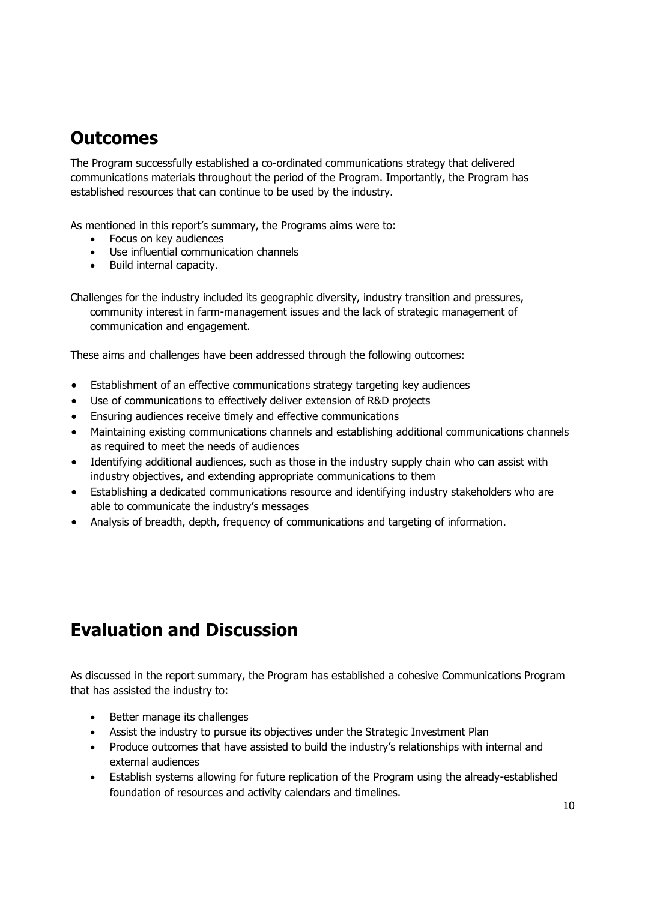## Outcomes

The Program successfully established a co-ordinated communications strategy that delivered communications materials throughout the period of the Program. Importantly, the Program has established resources that can continue to be used by the industry.

As mentioned in this report's summary, the Programs aims were to:

- Focus on key audiences
- Use influential communication channels
- Build internal capacity.

Challenges for the industry included its geographic diversity, industry transition and pressures, community interest in farm-management issues and the lack of strategic management of communication and engagement.

These aims and challenges have been addressed through the following outcomes:

- Establishment of an effective communications strategy targeting key audiences
- Use of communications to effectively deliver extension of R&D projects
- Ensuring audiences receive timely and effective communications
- Maintaining existing communications channels and establishing additional communications channels as required to meet the needs of audiences
- Identifying additional audiences, such as those in the industry supply chain who can assist with industry objectives, and extending appropriate communications to them
- Establishing a dedicated communications resource and identifying industry stakeholders who are able to communicate the industry's messages
- Analysis of breadth, depth, frequency of communications and targeting of information.

## Evaluation and Discussion

As discussed in the report summary, the Program has established a cohesive Communications Program that has assisted the industry to:

- Better manage its challenges
- Assist the industry to pursue its objectives under the Strategic Investment Plan
- Produce outcomes that have assisted to build the industry's relationships with internal and external audiences
- Establish systems allowing for future replication of the Program using the already-established foundation of resources and activity calendars and timelines.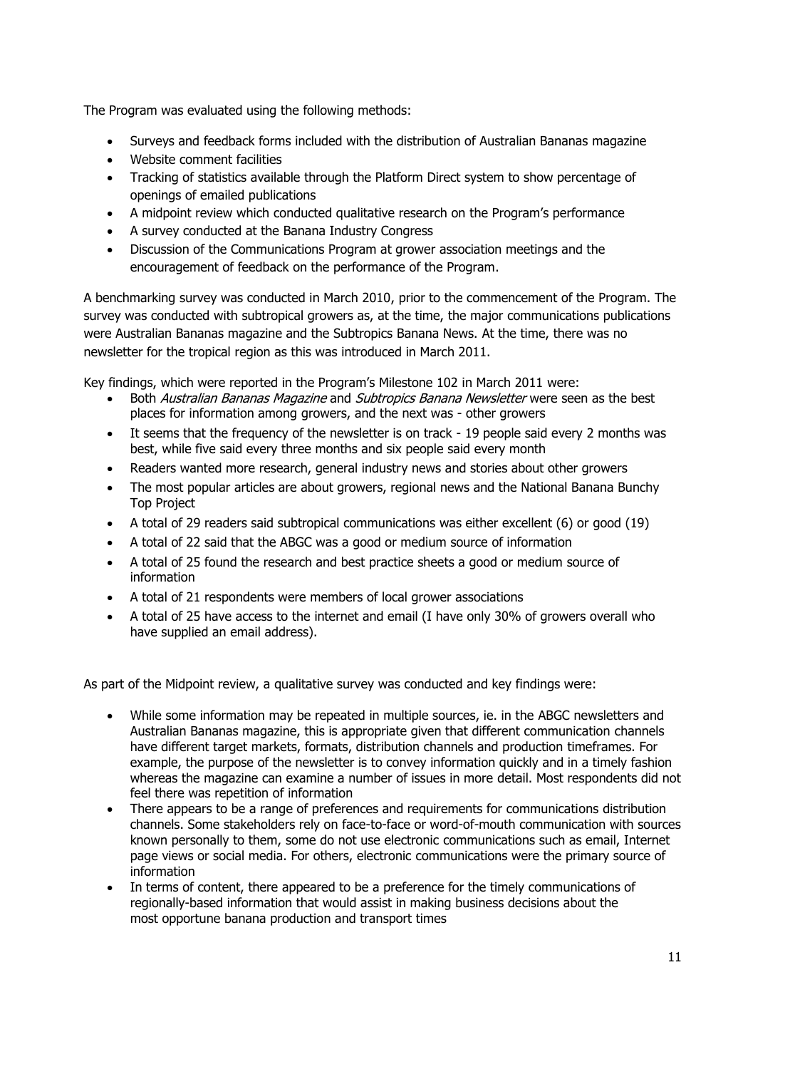The Program was evaluated using the following methods:

- Surveys and feedback forms included with the distribution of Australian Bananas magazine
- Website comment facilities
- Tracking of statistics available through the Platform Direct system to show percentage of openings of emailed publications
- A midpoint review which conducted qualitative research on the Program's performance
- A survey conducted at the Banana Industry Congress
- Discussion of the Communications Program at grower association meetings and the encouragement of feedback on the performance of the Program.

A benchmarking survey was conducted in March 2010, prior to the commencement of the Program. The survey was conducted with subtropical growers as, at the time, the major communications publications were Australian Bananas magazine and the Subtropics Banana News. At the time, there was no newsletter for the tropical region as this was introduced in March 2011.

Key findings, which were reported in the Program's Milestone 102 in March 2011 were:

- Both *Australian Bananas Magazine* and *Subtropics Banana Newsletter* were seen as the best places for information among growers, and the next was - other growers
- It seems that the frequency of the newsletter is on track - 19 people said every 2 months was best, while five said every three months and six people said every month
- Readers wanted more research, general industry news and stories about other growers
- The most popular articles are about growers, regional news and the National Banana Bunchy Top Project
- A total of 29 readers said subtropical communications was either excellent (6) or good (19)
- A total of 22 said that the ABGC was a good or medium source of information
- A total of 25 found the research and best practice sheets a good or medium source of information
- A total of 21 respondents were members of local grower associations
- A total of 25 have access to the internet and email (I have only 30% of growers overall who have supplied an email address).

As part of the Midpoint review, a qualitative survey was conducted and key findings were:

- While some information may be repeated in multiple sources, ie. in the ABGC newsletters and Australian Bananas magazine, this is appropriate given that different communication channels have different target markets, formats, distribution channels and production timeframes. For example, the purpose of the newsletter is to convey information quickly and in a timely fashion whereas the magazine can examine a number of issues in more detail. Most respondents did not feel there was repetition of information
- There appears to be a range of preferences and requirements for communications distribution channels. Some stakeholders rely on face-to-face or word-of-mouth communication with sources known personally to them, some do not use electronic communications such as email, Internet page views or social media. For others, electronic communications were the primary source of information
- In terms of content, there appeared to be a preference for the timely communications of regionally-based information that would assist in making business decisions about the most opportune banana production and transport times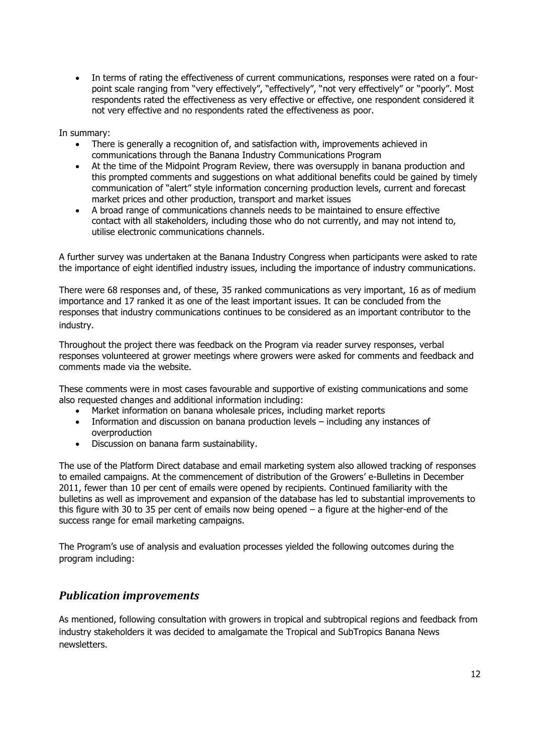- In terms of rating the effectiveness of current communications, responses were rated on a four-point scale ranging from "very effectively", "effectively", "not very effectively" or "poorly". Most respondents rated the effectiveness as very effective or effective, one respondent considered it not very effective and no respondents rated the effectiveness as poor.

In summary:

- There is generally a recognition of, and satisfaction with, improvements achieved in communications through the Banana Industry Communications Program
- At the time of the Midpoint Program Review, there was oversupply in banana production and this prompted comments and suggestions on what additional benefits could be gained by timely communication of "alert" style information concerning production levels, current and forecast market prices and other production, transport and market issues
- A broad range of communications channels needs to be maintained to ensure effective contact with all stakeholders, including those who do not currently, and may not intend to, utilise electronic communications channels.

A further survey was undertaken at the Banana Industry Congress when participants were asked to rate the importance of eight identified industry issues, including the importance of industry communications.

There were 68 responses and, of these, 35 ranked communications as very important, 16 as of medium importance and 17 ranked it as one of the least important issues. It can be concluded from the responses that industry communications continues to be considered as an important contributor to the industry.

Throughout the project there was feedback on the Program via reader survey responses, verbal responses volunteered at grower meetings where growers were asked for comments and feedback and comments made via the website.

These comments were in most cases favourable and supportive of existing communications and some also requested changes and additional information including:

- Market information on banana wholesale prices, including market reports
- Information and discussion on banana production levels – including any instances of overproduction
- Discussion on banana farm sustainability.

The use of the Platform Direct database and email marketing system also allowed tracking of responses to emailed campaigns. At the commencement of distribution of the Growers' e-Bulletins in December 2011, fewer than 10 per cent of emails were opened by recipients. Continued familiarity with the bulletins as well as improvement and expansion of the database has led to substantial improvements to this figure with 30 to 35 per cent of emails now being opened – a figure at the higher-end of the success range for email marketing campaigns.

The Program's use of analysis and evaluation processes yielded the following outcomes during the program including:

## *Publication improvements*

As mentioned, following consultation with growers in tropical and subtropical regions and feedback from industry stakeholders it was decided to amalgamate the Tropical and SubTropics Banana News newsletters.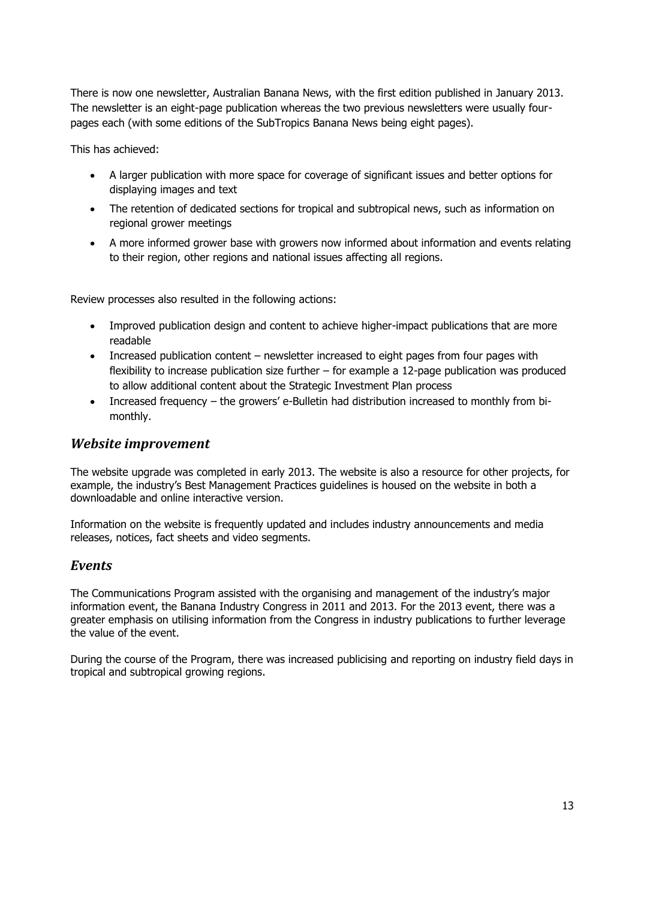There is now one newsletter, Australian Banana News, with the first edition published in January 2013. The newsletter is an eight-page publication whereas the two previous newsletters were usually four-pages each (with some editions of the SubTropics Banana News being eight pages).

This has achieved:

- A larger publication with more space for coverage of significant issues and better options for displaying images and text
- The retention of dedicated sections for tropical and subtropical news, such as information on regional grower meetings
- A more informed grower base with growers now informed about information and events relating to their region, other regions and national issues affecting all regions.

Review processes also resulted in the following actions:

- Improved publication design and content to achieve higher-impact publications that are more readable
- Increased publication content – newsletter increased to eight pages from four pages with flexibility to increase publication size further – for example a 12-page publication was produced to allow additional content about the Strategic Investment Plan process
- Increased frequency – the growers' e-Bulletin had distribution increased to monthly from bi-monthly.

## *Website improvement*

The website upgrade was completed in early 2013. The website is also a resource for other projects, for example, the industry's Best Management Practices guidelines is housed on the website in both a downloadable and online interactive version.

Information on the website is frequently updated and includes industry announcements and media releases, notices, fact sheets and video segments.

## *Events*

The Communications Program assisted with the organising and management of the industry's major information event, the Banana Industry Congress in 2011 and 2013. For the 2013 event, there was a greater emphasis on utilising information from the Congress in industry publications to further leverage the value of the event.

During the course of the Program, there was increased publicising and reporting on industry field days in tropical and subtropical growing regions.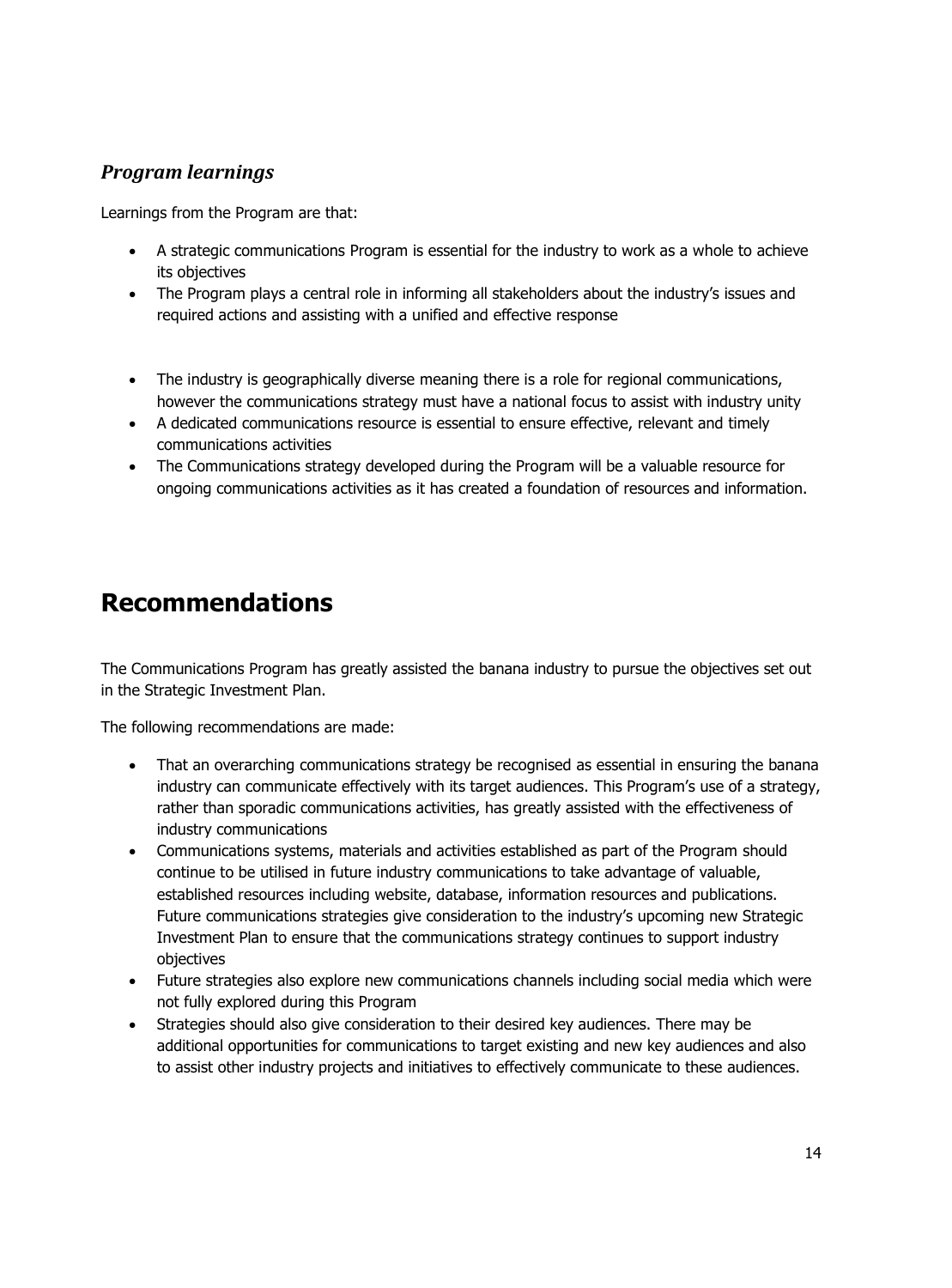### *Program learnings*

Learnings from the Program are that:

- A strategic communications Program is essential for the industry to work as a whole to achieve its objectives
- The Program plays a central role in informing all stakeholders about the industry's issues and required actions and assisting with a unified and effective response
- The industry is geographically diverse meaning there is a role for regional communications, however the communications strategy must have a national focus to assist with industry unity
- A dedicated communications resource is essential to ensure effective, relevant and timely communications activities
- The Communications strategy developed during the Program will be a valuable resource for ongoing communications activities as it has created a foundation of resources and information.

# Recommendations

The Communications Program has greatly assisted the banana industry to pursue the objectives set out in the Strategic Investment Plan.

The following recommendations are made:

- That an overarching communications strategy be recognised as essential in ensuring the banana industry can communicate effectively with its target audiences. This Program's use of a strategy, rather than sporadic communications activities, has greatly assisted with the effectiveness of industry communications
- Communications systems, materials and activities established as part of the Program should continue to be utilised in future industry communications to take advantage of valuable, established resources including website, database, information resources and publications. Future communications strategies give consideration to the industry's upcoming new Strategic Investment Plan to ensure that the communications strategy continues to support industry objectives
- Future strategies also explore new communications channels including social media which were not fully explored during this Program
- Strategies should also give consideration to their desired key audiences. There may be additional opportunities for communications to target existing and new key audiences and also to assist other industry projects and initiatives to effectively communicate to these audiences.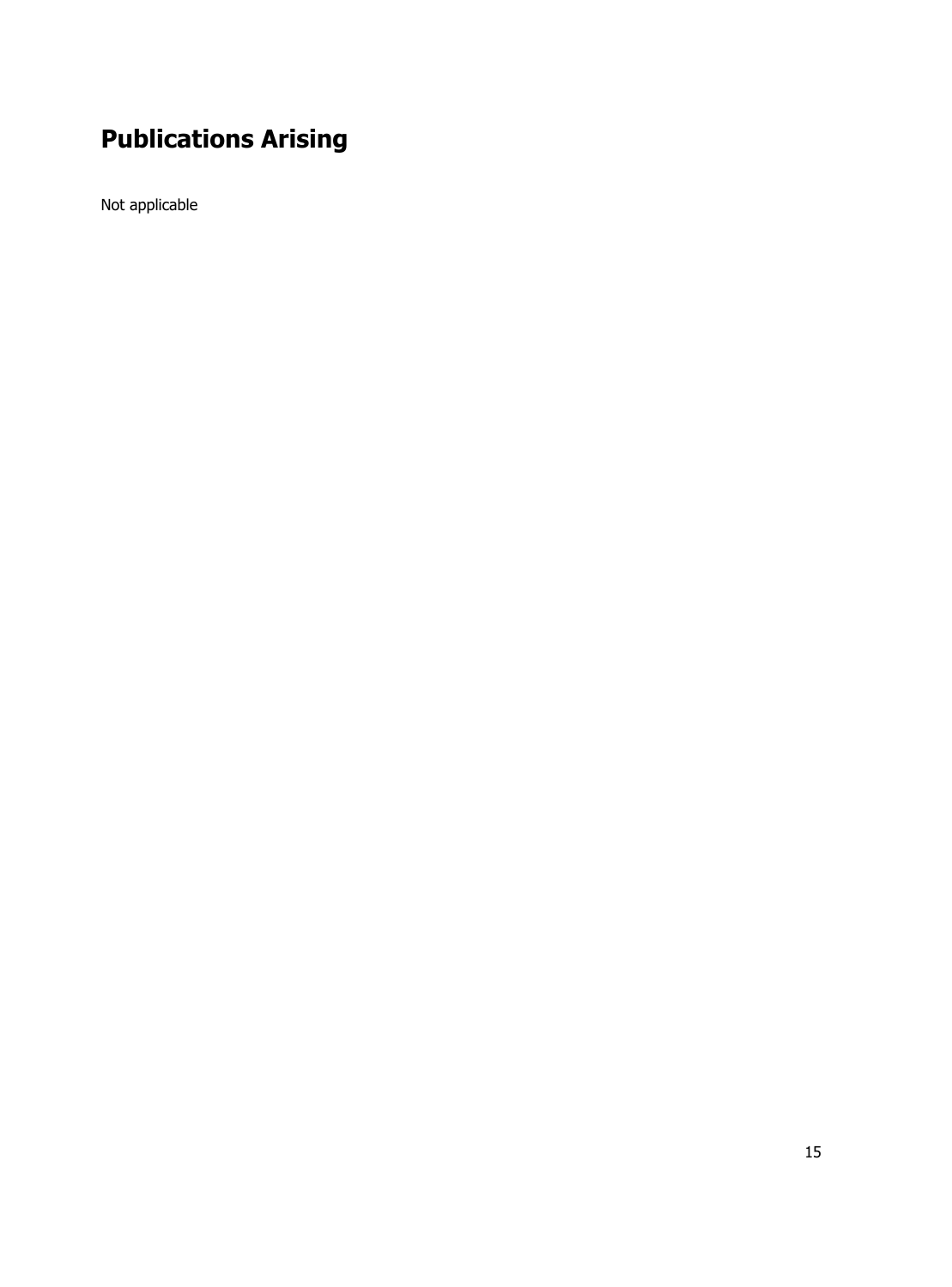# Publications Arising

Not applicable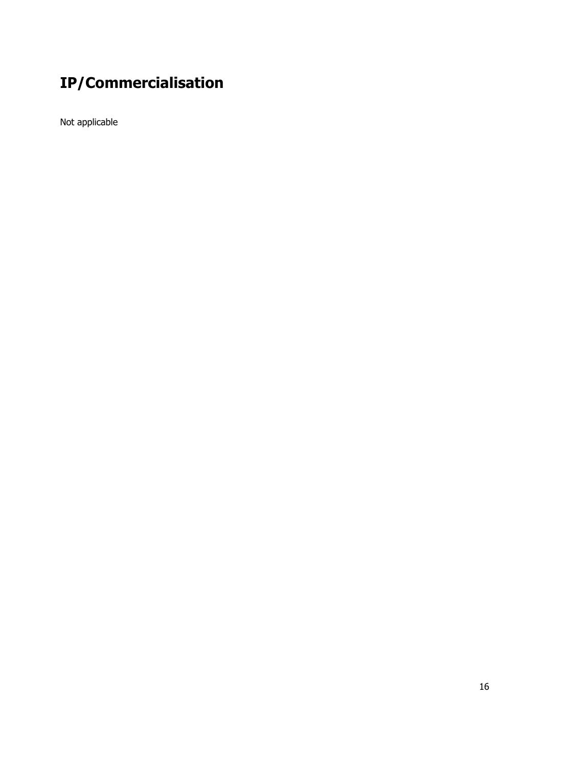# IP/Commercialisation

Not applicable